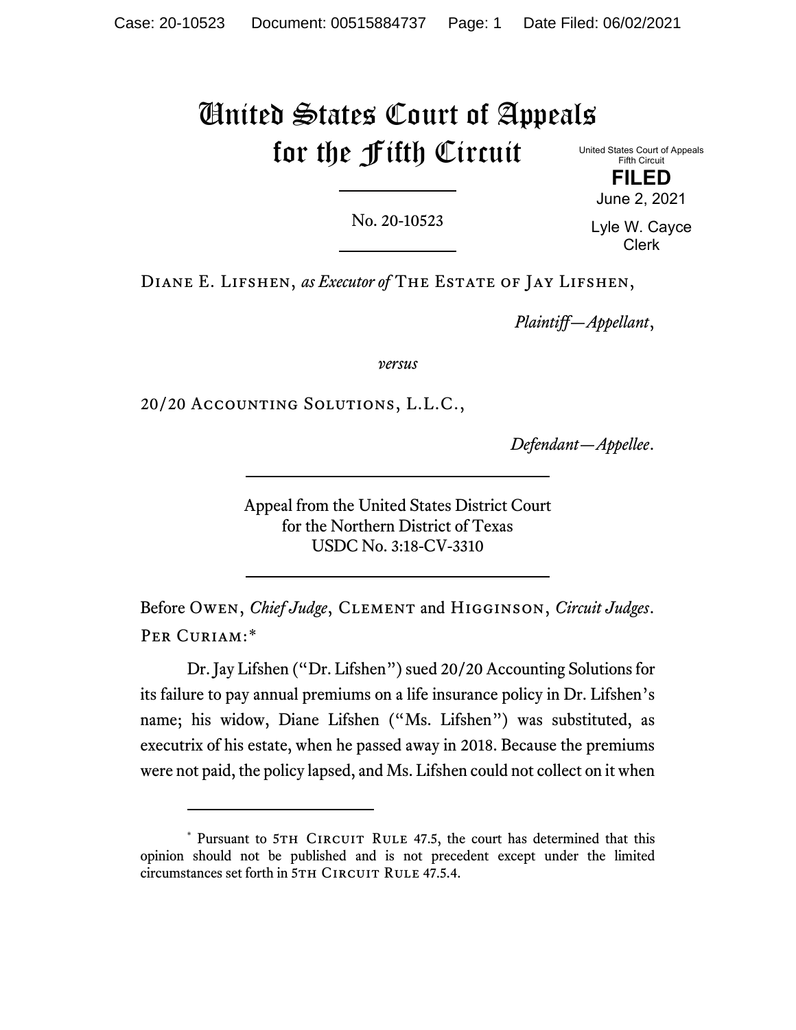# United States Court of Appeals for the Fifth Circuit

United States Court of Appeals
Fifth Circuit

**FILED**

June 2, 2021

Lyle W. Cayce
Clerk

No. 20-10523

Diane E. Lifshen, *as Executor of* The Estate of Jay Lifshen,

*Plaintiff—Appellant*,

*versus*

20/20 Accounting Solutions, L.L.C.,

*Defendant—Appellee*.

Appeal from the United States District Court
for the Northern District of Texas
USDC No. 3:18-CV-3310

Before Owen, *Chief Judge*, Clement and Higginson, *Circuit Judges*.

Per Curiam:*

Dr. Jay Lifshen ("Dr. Lifshen") sued 20/20 Accounting Solutions for its failure to pay annual premiums on a life insurance policy in Dr. Lifshen's name; his widow, Diane Lifshen ("Ms. Lifshen") was substituted, as executrix of his estate, when he passed away in 2018. Because the premiums were not paid, the policy lapsed, and Ms. Lifshen could not collect on it when

---

* Pursuant to 5th Circuit Rule 47.5, the court has determined that this opinion should not be published and is not precedent except under the limited circumstances set forth in 5th Circuit Rule 47.5.4.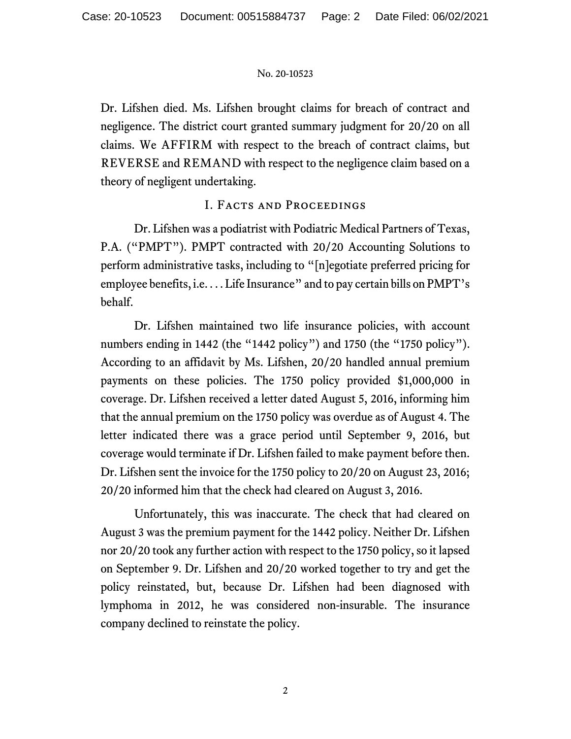Dr. Lifshen died. Ms. Lifshen brought claims for breach of contract and negligence. The district court granted summary judgment for 20/20 on all claims. We AFFIRM with respect to the breach of contract claims, but REVERSE and REMAND with respect to the negligence claim based on a theory of negligent undertaking.

## I. Facts and Proceedings

Dr. Lifshen was a podiatrist with Podiatric Medical Partners of Texas, P.A. ("PMPT"). PMPT contracted with 20/20 Accounting Solutions to perform administrative tasks, including to "[n]egotiate preferred pricing for employee benefits, i.e. . . . Life Insurance" and to pay certain bills on PMPT's behalf.

Dr. Lifshen maintained two life insurance policies, with account numbers ending in 1442 (the "1442 policy") and 1750 (the "1750 policy"). According to an affidavit by Ms. Lifshen, 20/20 handled annual premium payments on these policies. The 1750 policy provided $1,000,000 in coverage. Dr. Lifshen received a letter dated August 5, 2016, informing him that the annual premium on the 1750 policy was overdue as of August 4. The letter indicated there was a grace period until September 9, 2016, but coverage would terminate if Dr. Lifshen failed to make payment before then. Dr. Lifshen sent the invoice for the 1750 policy to 20/20 on August 23, 2016; 20/20 informed him that the check had cleared on August 3, 2016.

Unfortunately, this was inaccurate. The check that had cleared on August 3 was the premium payment for the 1442 policy. Neither Dr. Lifshen nor 20/20 took any further action with respect to the 1750 policy, so it lapsed on September 9. Dr. Lifshen and 20/20 worked together to try and get the policy reinstated, but, because Dr. Lifshen had been diagnosed with lymphoma in 2012, he was considered non-insurable. The insurance company declined to reinstate the policy.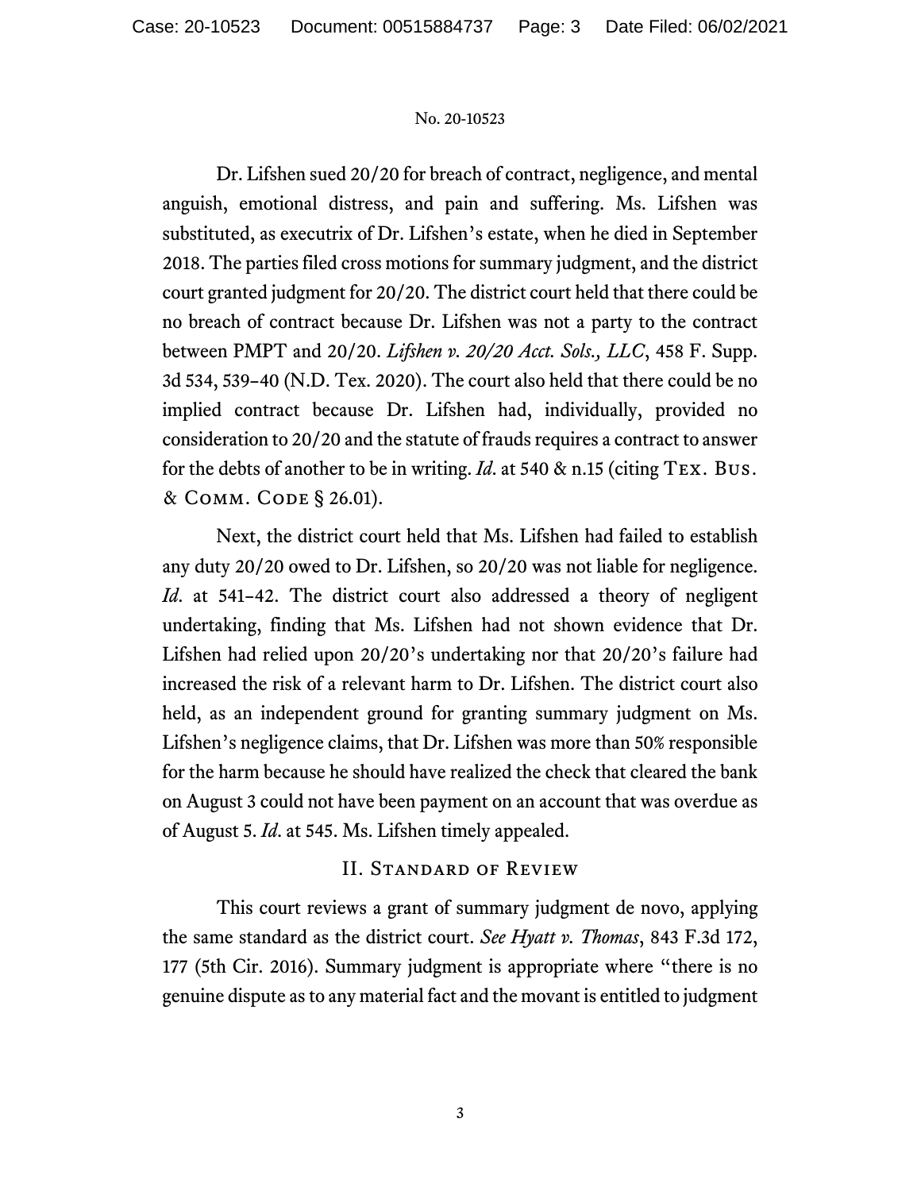Dr. Lifshen sued 20/20 for breach of contract, negligence, and mental anguish, emotional distress, and pain and suffering. Ms. Lifshen was substituted, as executrix of Dr. Lifshen's estate, when he died in September 2018. The parties filed cross motions for summary judgment, and the district court granted judgment for 20/20. The district court held that there could be no breach of contract because Dr. Lifshen was not a party to the contract between PMPT and 20/20. *Lifshen v. 20/20 Acct. Sols., LLC*, 458 F. Supp. 3d 534, 539–40 (N.D. Tex. 2020). The court also held that there could be no implied contract because Dr. Lifshen had, individually, provided no consideration to 20/20 and the statute of frauds requires a contract to answer for the debts of another to be in writing. *Id*. at 540 & n.15 (citing Tex. Bus. & Comm. Code § 26.01).

Next, the district court held that Ms. Lifshen had failed to establish any duty 20/20 owed to Dr. Lifshen, so 20/20 was not liable for negligence. *Id*. at 541–42. The district court also addressed a theory of negligent undertaking, finding that Ms. Lifshen had not shown evidence that Dr. Lifshen had relied upon 20/20's undertaking nor that 20/20's failure had increased the risk of a relevant harm to Dr. Lifshen. The district court also held, as an independent ground for granting summary judgment on Ms. Lifshen's negligence claims, that Dr. Lifshen was more than 50% responsible for the harm because he should have realized the check that cleared the bank on August 3 could not have been payment on an account that was overdue as of August 5. *Id*. at 545. Ms. Lifshen timely appealed.

## II. Standard of Review

This court reviews a grant of summary judgment de novo, applying the same standard as the district court. *See Hyatt v. Thomas*, 843 F.3d 172, 177 (5th Cir. 2016). Summary judgment is appropriate where "there is no genuine dispute as to any material fact and the movant is entitled to judgment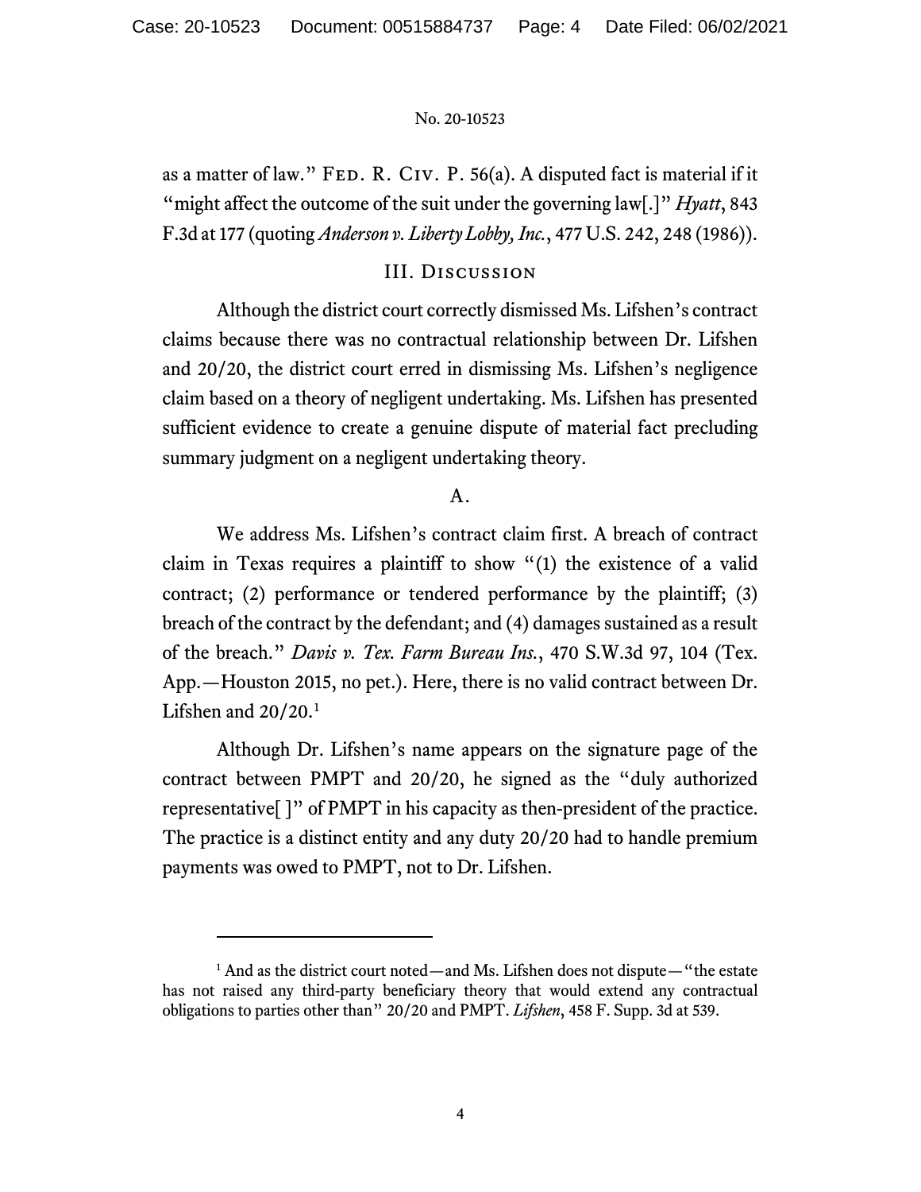as a matter of law." Fed. R. Civ. P. 56(a). A disputed fact is material if it "might affect the outcome of the suit under the governing law[.]" *Hyatt*, 843 F.3d at 177 (quoting *Anderson v. Liberty Lobby, Inc.*, 477 U.S. 242, 248 (1986)).

## III. Discussion

Although the district court correctly dismissed Ms. Lifshen's contract claims because there was no contractual relationship between Dr. Lifshen and 20/20, the district court erred in dismissing Ms. Lifshen's negligence claim based on a theory of negligent undertaking. Ms. Lifshen has presented sufficient evidence to create a genuine dispute of material fact precluding summary judgment on a negligent undertaking theory.

### A.

We address Ms. Lifshen's contract claim first. A breach of contract claim in Texas requires a plaintiff to show "(1) the existence of a valid contract; (2) performance or tendered performance by the plaintiff; (3) breach of the contract by the defendant; and (4) damages sustained as a result of the breach." *Davis v. Tex. Farm Bureau Ins.*, 470 S.W.3d 97, 104 (Tex. App.—Houston 2015, no pet.). Here, there is no valid contract between Dr. Lifshen and 20/20.[1]

Although Dr. Lifshen's name appears on the signature page of the contract between PMPT and 20/20, he signed as the "duly authorized representative[ ]" of PMPT in his capacity as then-president of the practice. The practice is a distinct entity and any duty 20/20 had to handle premium payments was owed to PMPT, not to Dr. Lifshen.

---

[1] And as the district court noted—and Ms. Lifshen does not dispute—"the estate has not raised any third-party beneficiary theory that would extend any contractual obligations to parties other than" 20/20 and PMPT. *Lifshen*, 458 F. Supp. 3d at 539.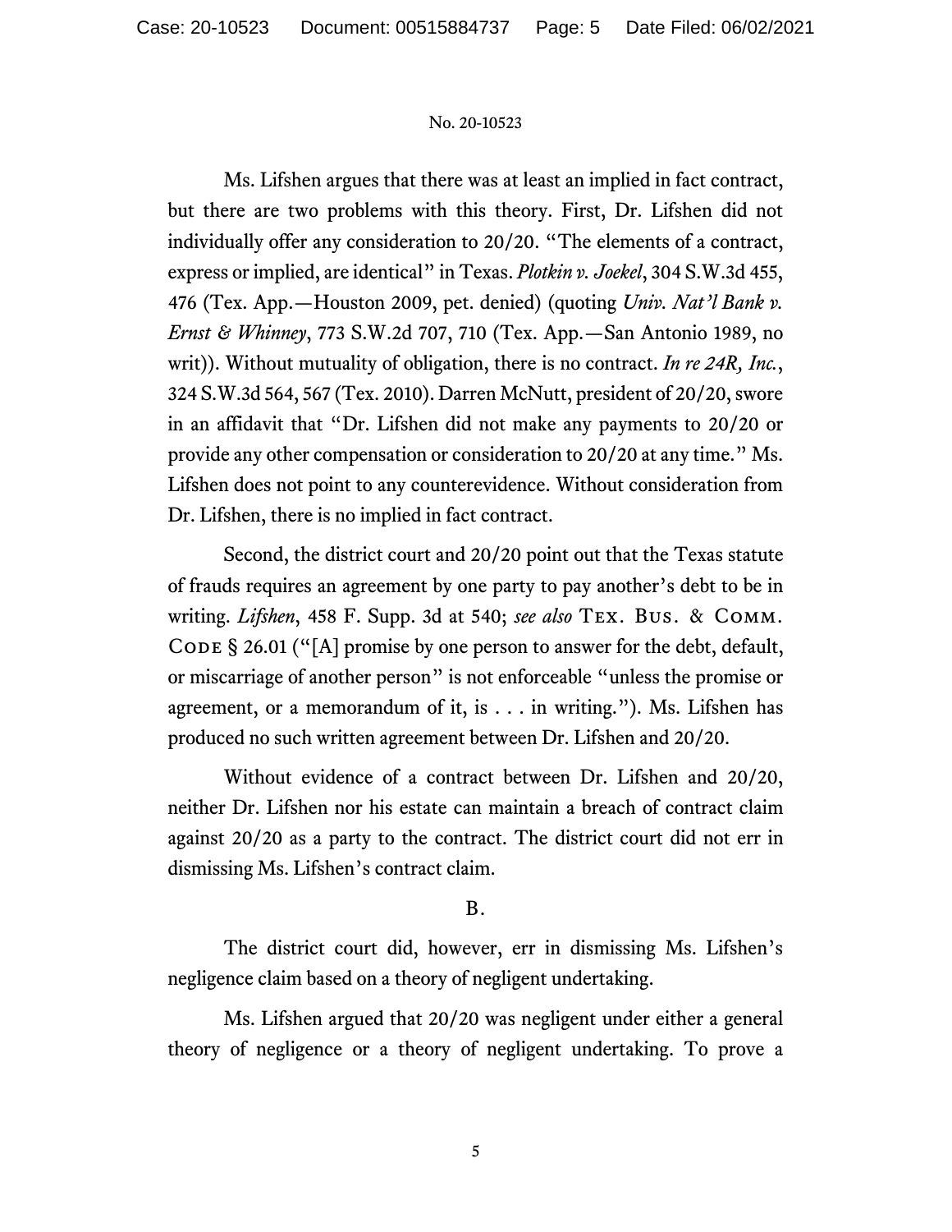Ms. Lifshen argues that there was at least an implied in fact contract, but there are two problems with this theory. First, Dr. Lifshen did not individually offer any consideration to 20/20. "The elements of a contract, express or implied, are identical" in Texas. *Plotkin v. Joekel*, 304 S.W.3d 455, 476 (Tex. App.—Houston 2009, pet. denied) (quoting *Univ. Nat'l Bank v. Ernst & Whinney*, 773 S.W.2d 707, 710 (Tex. App.—San Antonio 1989, no writ)). Without mutuality of obligation, there is no contract. *In re 24R, Inc.*, 324 S.W.3d 564, 567 (Tex. 2010). Darren McNutt, president of 20/20, swore in an affidavit that "Dr. Lifshen did not make any payments to 20/20 or provide any other compensation or consideration to 20/20 at any time." Ms. Lifshen does not point to any counterevidence. Without consideration from Dr. Lifshen, there is no implied in fact contract.

Second, the district court and 20/20 point out that the Texas statute of frauds requires an agreement by one party to pay another's debt to be in writing. *Lifshen*, 458 F. Supp. 3d at 540; *see also* Tex. Bus. & Comm. Code § 26.01 ("[A] promise by one person to answer for the debt, default, or miscarriage of another person" is not enforceable "unless the promise or agreement, or a memorandum of it, is . . . in writing."). Ms. Lifshen has produced no such written agreement between Dr. Lifshen and 20/20.

Without evidence of a contract between Dr. Lifshen and 20/20, neither Dr. Lifshen nor his estate can maintain a breach of contract claim against 20/20 as a party to the contract. The district court did not err in dismissing Ms. Lifshen's contract claim.

B.

The district court did, however, err in dismissing Ms. Lifshen's negligence claim based on a theory of negligent undertaking.

Ms. Lifshen argued that 20/20 was negligent under either a general theory of negligence or a theory of negligent undertaking. To prove a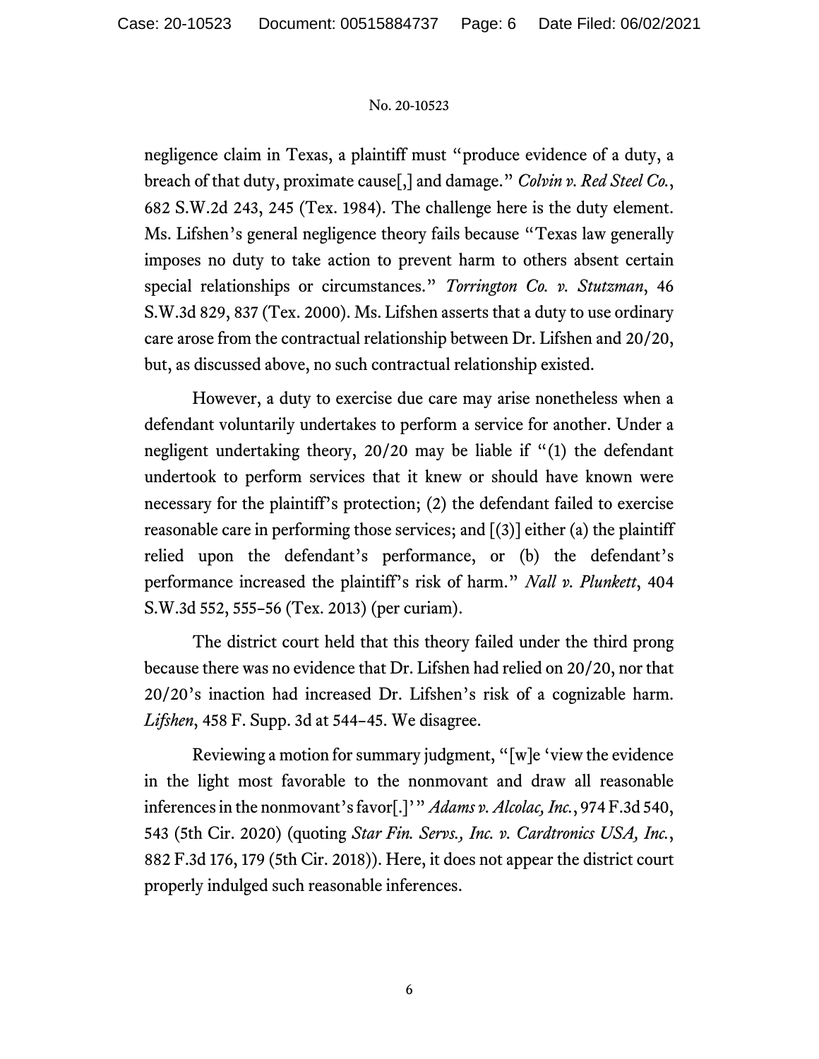negligence claim in Texas, a plaintiff must "produce evidence of a duty, a breach of that duty, proximate cause[,] and damage." *Colvin v. Red Steel Co.*, 682 S.W.2d 243, 245 (Tex. 1984). The challenge here is the duty element. Ms. Lifshen's general negligence theory fails because "Texas law generally imposes no duty to take action to prevent harm to others absent certain special relationships or circumstances." *Torrington Co. v. Stutzman*, 46 S.W.3d 829, 837 (Tex. 2000). Ms. Lifshen asserts that a duty to use ordinary care arose from the contractual relationship between Dr. Lifshen and 20/20, but, as discussed above, no such contractual relationship existed.

However, a duty to exercise due care may arise nonetheless when a defendant voluntarily undertakes to perform a service for another. Under a negligent undertaking theory, 20/20 may be liable if "(1) the defendant undertook to perform services that it knew or should have known were necessary for the plaintiff's protection; (2) the defendant failed to exercise reasonable care in performing those services; and [(3)] either (a) the plaintiff relied upon the defendant's performance, or (b) the defendant's performance increased the plaintiff's risk of harm." *Nall v. Plunkett*, 404 S.W.3d 552, 555–56 (Tex. 2013) (per curiam).

The district court held that this theory failed under the third prong because there was no evidence that Dr. Lifshen had relied on 20/20, nor that 20/20's inaction had increased Dr. Lifshen's risk of a cognizable harm. *Lifshen*, 458 F. Supp. 3d at 544–45. We disagree.

Reviewing a motion for summary judgment, "[w]e 'view the evidence in the light most favorable to the nonmovant and draw all reasonable inferences in the nonmovant's favor[.]'" *Adams v. Alcolac, Inc.*, 974 F.3d 540, 543 (5th Cir. 2020) (quoting *Star Fin. Servs., Inc. v. Cardtronics USA, Inc.*, 882 F.3d 176, 179 (5th Cir. 2018)). Here, it does not appear the district court properly indulged such reasonable inferences.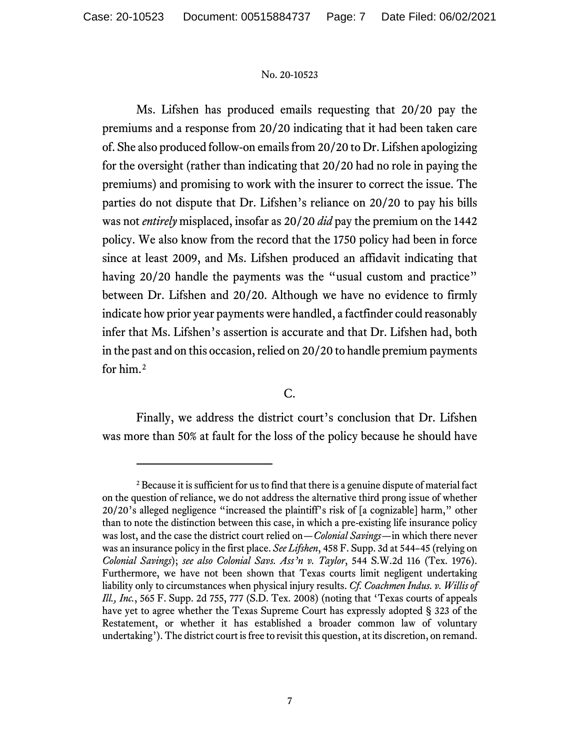Ms. Lifshen has produced emails requesting that 20/20 pay the premiums and a response from 20/20 indicating that it had been taken care of. She also produced follow-on emails from 20/20 to Dr. Lifshen apologizing for the oversight (rather than indicating that 20/20 had no role in paying the premiums) and promising to work with the insurer to correct the issue. The parties do not dispute that Dr. Lifshen's reliance on 20/20 to pay his bills was not *entirely* misplaced, insofar as 20/20 *did* pay the premium on the 1442 policy. We also know from the record that the 1750 policy had been in force since at least 2009, and Ms. Lifshen produced an affidavit indicating that having 20/20 handle the payments was the "usual custom and practice" between Dr. Lifshen and 20/20. Although we have no evidence to firmly indicate how prior year payments were handled, a factfinder could reasonably infer that Ms. Lifshen's assertion is accurate and that Dr. Lifshen had, both in the past and on this occasion, relied on 20/20 to handle premium payments for him.[2]

C.

Finally, we address the district court's conclusion that Dr. Lifshen was more than 50% at fault for the loss of the policy because he should have

---

[2] Because it is sufficient for us to find that there is a genuine dispute of material fact on the question of reliance, we do not address the alternative third prong issue of whether 20/20's alleged negligence "increased the plaintiff's risk of [a cognizable] harm," other than to note the distinction between this case, in which a pre-existing life insurance policy was lost, and the case the district court relied on—*Colonial Savings*—in which there never was an insurance policy in the first place. *See Lifshen*, 458 F. Supp. 3d at 544–45 (relying on *Colonial Savings*); *see also Colonial Savs. Ass'n v. Taylor*, 544 S.W.2d 116 (Tex. 1976). Furthermore, we have not been shown that Texas courts limit negligent undertaking liability only to circumstances when physical injury results. *Cf. Coachmen Indus. v. Willis of Ill., Inc.*, 565 F. Supp. 2d 755, 777 (S.D. Tex. 2008) (noting that 'Texas courts of appeals have yet to agree whether the Texas Supreme Court has expressly adopted § 323 of the Restatement, or whether it has established a broader common law of voluntary undertaking'). The district court is free to revisit this question, at its discretion, on remand.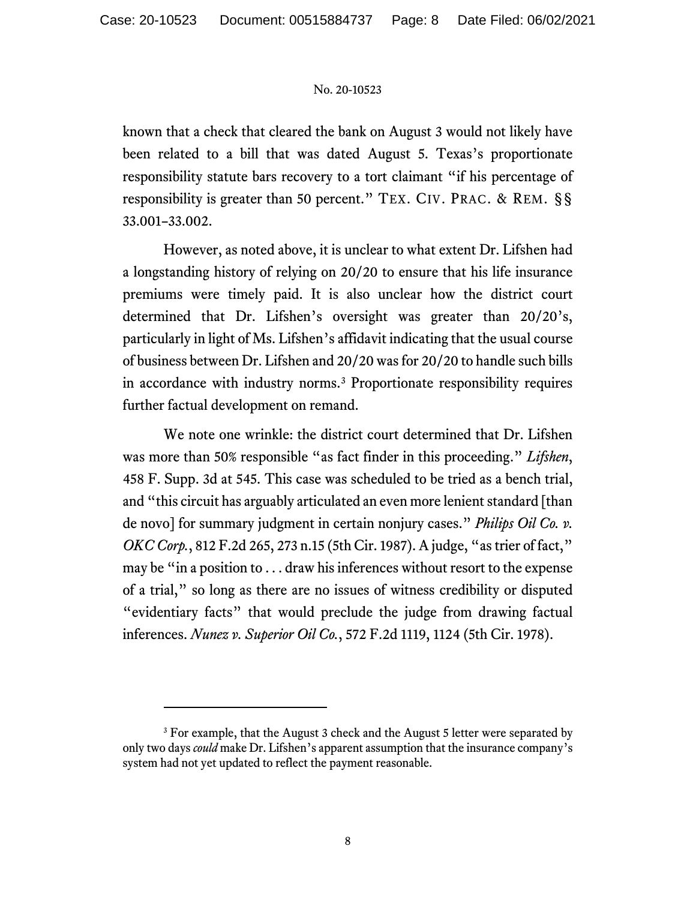known that a check that cleared the bank on August 3 would not likely have been related to a bill that was dated August 5. Texas's proportionate responsibility statute bars recovery to a tort claimant "if his percentage of responsibility is greater than 50 percent." TEX. CIV. PRAC. & REM. §§ 33.001–33.002.

However, as noted above, it is unclear to what extent Dr. Lifshen had a longstanding history of relying on 20/20 to ensure that his life insurance premiums were timely paid. It is also unclear how the district court determined that Dr. Lifshen's oversight was greater than 20/20's, particularly in light of Ms. Lifshen's affidavit indicating that the usual course of business between Dr. Lifshen and 20/20 was for 20/20 to handle such bills in accordance with industry norms.[3] Proportionate responsibility requires further factual development on remand.

We note one wrinkle: the district court determined that Dr. Lifshen was more than 50% responsible "as fact finder in this proceeding." *Lifshen*, 458 F. Supp. 3d at 545. This case was scheduled to be tried as a bench trial, and "this circuit has arguably articulated an even more lenient standard [than de novo] for summary judgment in certain nonjury cases." *Philips Oil Co. v. OKC Corp.*, 812 F.2d 265, 273 n.15 (5th Cir. 1987). A judge, "as trier of fact," may be "in a position to . . . draw his inferences without resort to the expense of a trial," so long as there are no issues of witness credibility or disputed "evidentiary facts" that would preclude the judge from drawing factual inferences. *Nunez v. Superior Oil Co.*, 572 F.2d 1119, 1124 (5th Cir. 1978).

---

[3] For example, that the August 3 check and the August 5 letter were separated by only two days *could* make Dr. Lifshen's apparent assumption that the insurance company's system had not yet updated to reflect the payment reasonable.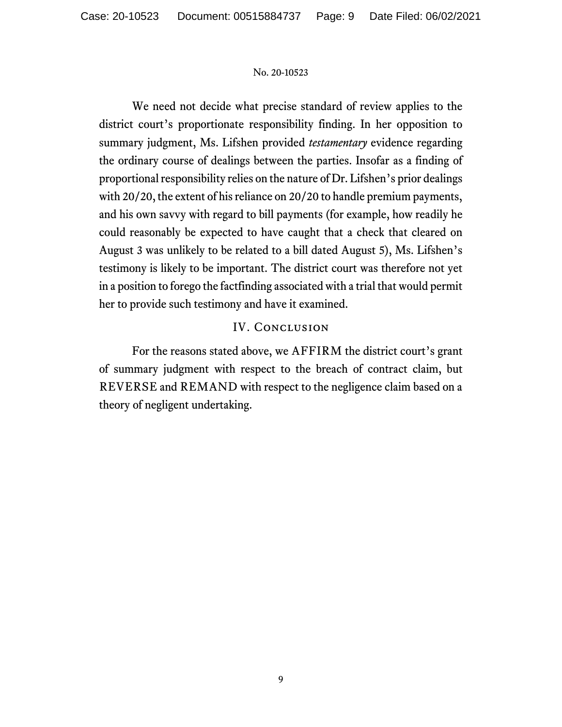We need not decide what precise standard of review applies to the district court's proportionate responsibility finding. In her opposition to summary judgment, Ms. Lifshen provided *testamentary* evidence regarding the ordinary course of dealings between the parties. Insofar as a finding of proportional responsibility relies on the nature of Dr. Lifshen's prior dealings with 20/20, the extent of his reliance on 20/20 to handle premium payments, and his own savvy with regard to bill payments (for example, how readily he could reasonably be expected to have caught that a check that cleared on August 3 was unlikely to be related to a bill dated August 5), Ms. Lifshen's testimony is likely to be important. The district court was therefore not yet in a position to forego the factfinding associated with a trial that would permit her to provide such testimony and have it examined.

## IV. Conclusion

For the reasons stated above, we AFFIRM the district court's grant of summary judgment with respect to the breach of contract claim, but REVERSE and REMAND with respect to the negligence claim based on a theory of negligent undertaking.